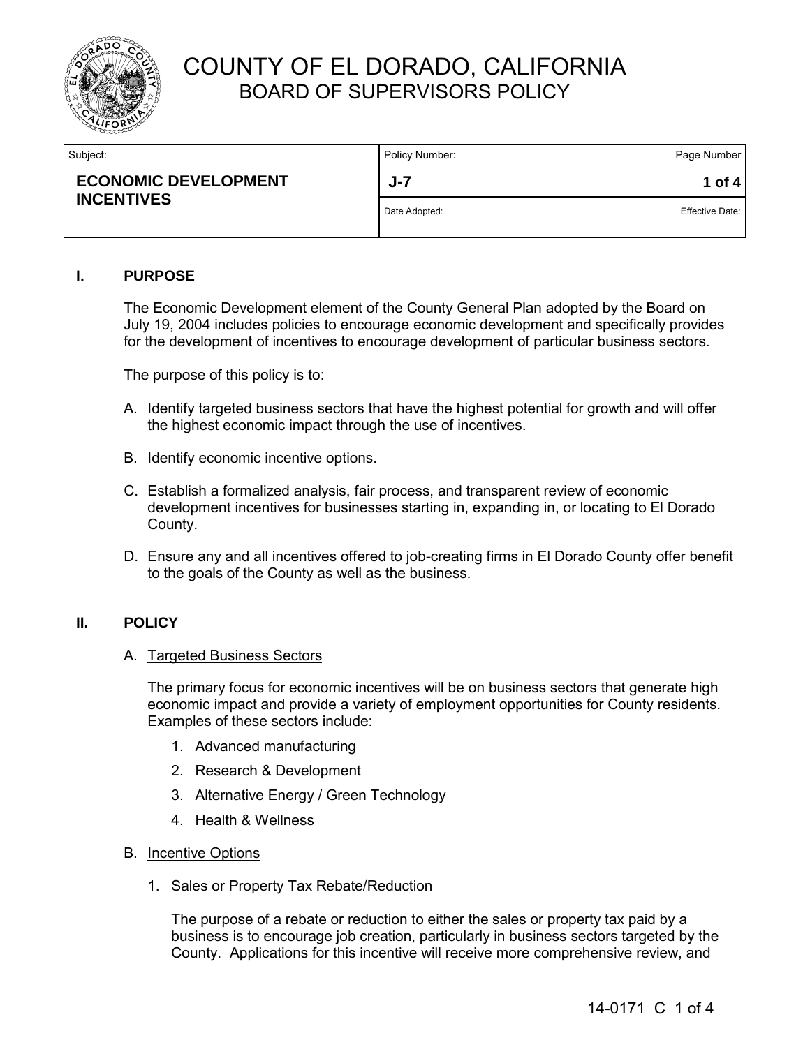# COUNTY OF EL DORADO, CALIFORNIA
## BOARD OF SUPERVISORS POLICY

| Subject: | Policy Number: | Page Number |
|---|---|---|
| **ECONOMIC DEVELOPMENT INCENTIVES** | **J-7** | **1 of 4** |
| | Date Adopted: | Effective Date: |

### I. PURPOSE

The Economic Development element of the County General Plan adopted by the Board on July 19, 2004 includes policies to encourage economic development and specifically provides for the development of incentives to encourage development of particular business sectors.

The purpose of this policy is to:

A. Identify targeted business sectors that have the highest potential for growth and will offer the highest economic impact through the use of incentives.

B. Identify economic incentive options.

C. Establish a formalized analysis, fair process, and transparent review of economic development incentives for businesses starting in, expanding in, or locating to El Dorado County.

D. Ensure any and all incentives offered to job-creating firms in El Dorado County offer benefit to the goals of the County as well as the business.

### II. POLICY

A. Targeted Business Sectors

The primary focus for economic incentives will be on business sectors that generate high economic impact and provide a variety of employment opportunities for County residents. Examples of these sectors include:

1. Advanced manufacturing
2. Research & Development
3. Alternative Energy / Green Technology
4. Health & Wellness

B. Incentive Options

1. Sales or Property Tax Rebate/Reduction

The purpose of a rebate or reduction to either the sales or property tax paid by a business is to encourage job creation, particularly in business sectors targeted by the County. Applications for this incentive will receive more comprehensive review, and

14-0171 C 1 of 4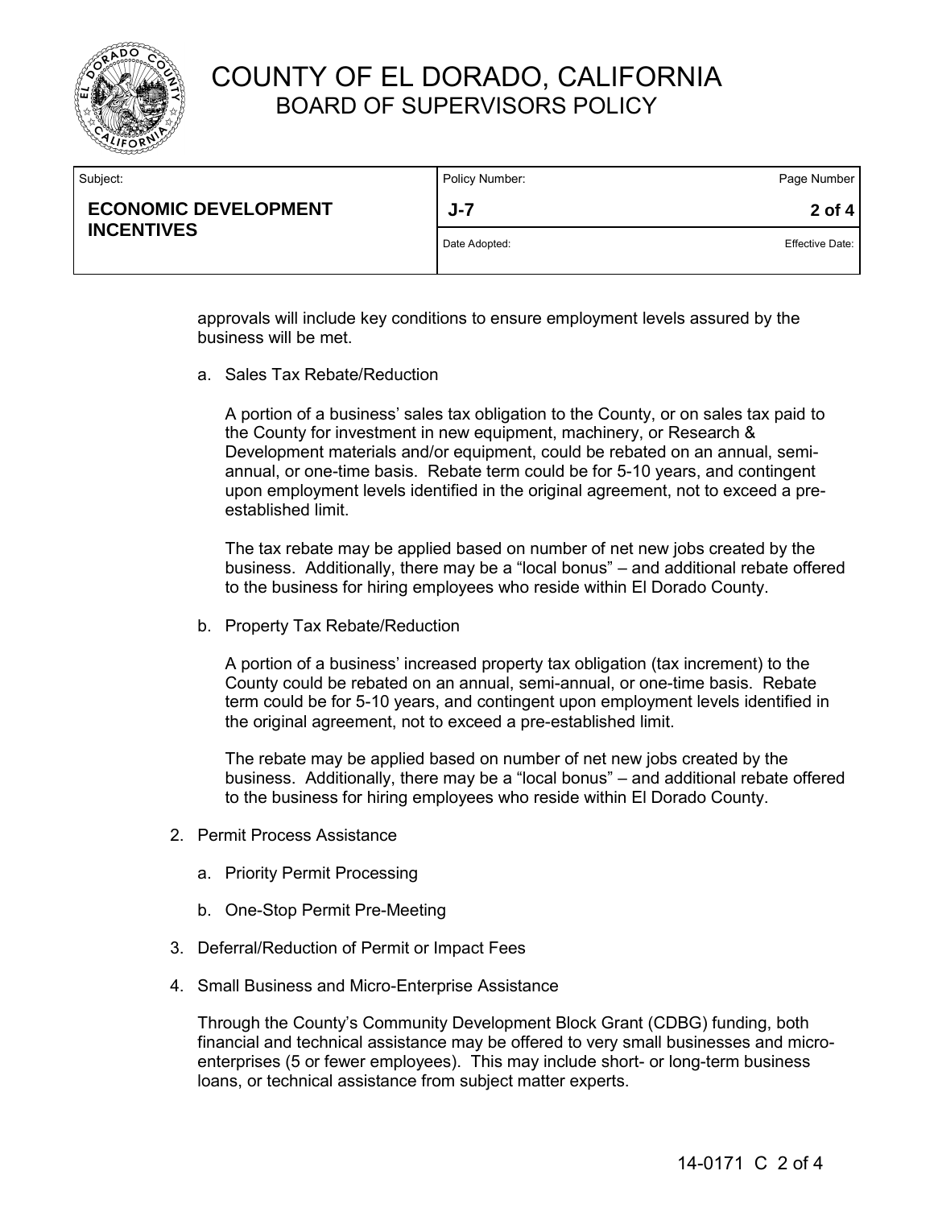approvals will include key conditions to ensure employment levels assured by the business will be met.

a. Sales Tax Rebate/Reduction

   A portion of a business' sales tax obligation to the County, or on sales tax paid to the County for investment in new equipment, machinery, or Research & Development materials and/or equipment, could be rebated on an annual, semi-annual, or one-time basis. Rebate term could be for 5-10 years, and contingent upon employment levels identified in the original agreement, not to exceed a pre-established limit.

   The tax rebate may be applied based on number of net new jobs created by the business. Additionally, there may be a "local bonus" – and additional rebate offered to the business for hiring employees who reside within El Dorado County.

b. Property Tax Rebate/Reduction

   A portion of a business' increased property tax obligation (tax increment) to the County could be rebated on an annual, semi-annual, or one-time basis. Rebate term could be for 5-10 years, and contingent upon employment levels identified in the original agreement, not to exceed a pre-established limit.

   The rebate may be applied based on number of net new jobs created by the business. Additionally, there may be a "local bonus" – and additional rebate offered to the business for hiring employees who reside within El Dorado County.

2. Permit Process Assistance

   a. Priority Permit Processing

   b. One-Stop Permit Pre-Meeting

3. Deferral/Reduction of Permit or Impact Fees

4. Small Business and Micro-Enterprise Assistance

   Through the County's Community Development Block Grant (CDBG) funding, both financial and technical assistance may be offered to very small businesses and micro-enterprises (5 or fewer employees). This may include short- or long-term business loans, or technical assistance from subject matter experts.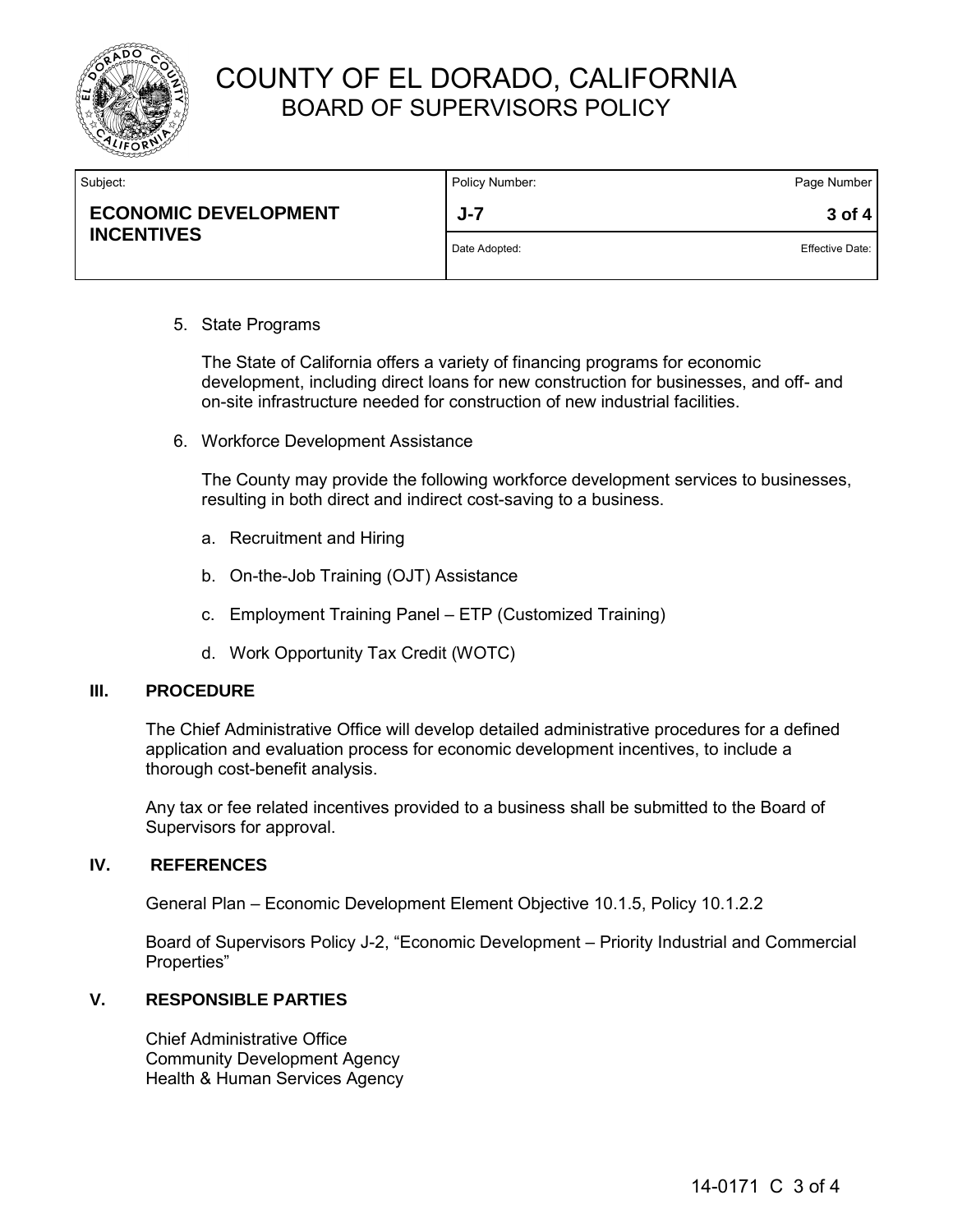5. State Programs

   The State of California offers a variety of financing programs for economic development, including direct loans for new construction for businesses, and off- and on-site infrastructure needed for construction of new industrial facilities.

6. Workforce Development Assistance

   The County may provide the following workforce development services to businesses, resulting in both direct and indirect cost-saving to a business.

   a. Recruitment and Hiring

   b. On-the-Job Training (OJT) Assistance

   c. Employment Training Panel – ETP (Customized Training)

   d. Work Opportunity Tax Credit (WOTC)

## III. PROCEDURE

The Chief Administrative Office will develop detailed administrative procedures for a defined application and evaluation process for economic development incentives, to include a thorough cost-benefit analysis.

Any tax or fee related incentives provided to a business shall be submitted to the Board of Supervisors for approval.

## IV. REFERENCES

General Plan – Economic Development Element Objective 10.1.5, Policy 10.1.2.2

Board of Supervisors Policy J-2, "Economic Development – Priority Industrial and Commercial Properties"

## V. RESPONSIBLE PARTIES

Chief Administrative Office
Community Development Agency
Health & Human Services Agency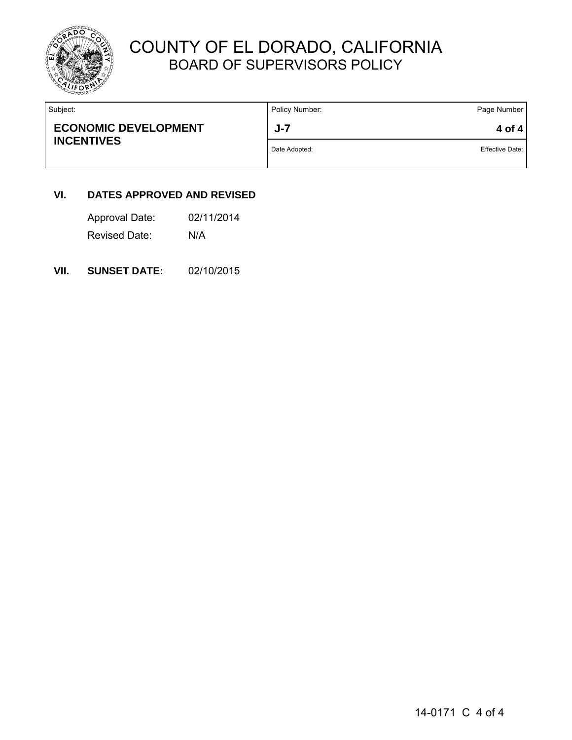# COUNTY OF EL DORADO, CALIFORNIA
## BOARD OF SUPERVISORS POLICY

| Subject: | Policy Number: | Page Number |
|---|---|---|
| **ECONOMIC DEVELOPMENT INCENTIVES** | **J-7** | **4 of 4** |
| | Date Adopted: | Effective Date: |

**VI. DATES APPROVED AND REVISED**

Approval Date: 02/11/2014

Revised Date: N/A

**VII. SUNSET DATE:** 02/10/2015

14-0171 C 4 of 4